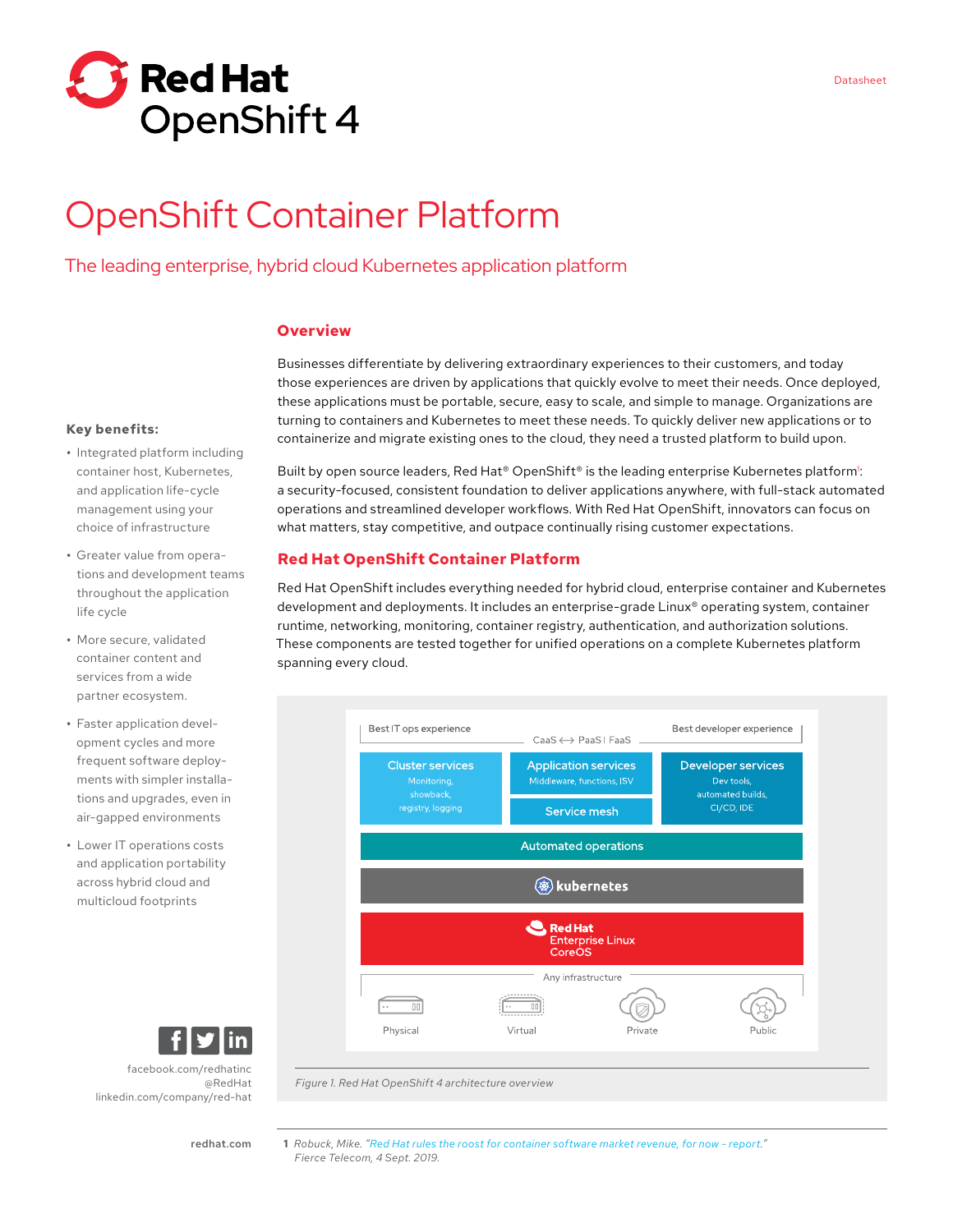# Red Hat OpenShift 4

Datasheet

# OpenShift Container Platform

## The leading enterprise, hybrid cloud Kubernetes application platform

**Key benefits:**

- Integrated platform including container host, Kubernetes, and application life-cycle management using your choice of infrastructure
- Greater value from operations and development teams throughout the application life cycle
- More secure, validated container content and services from a wide partner ecosystem.
- Faster application development cycles and more frequent software deployments with simpler installations and upgrades, even in air-gapped environments
- Lower IT operations costs and application portability across hybrid cloud and multicloud footprints

facebook.com/redhatinc
@RedHat
linkedin.com/company/red-hat

redhat.com

## Overview

Businesses differentiate by delivering extraordinary experiences to their customers, and today those experiences are driven by applications that quickly evolve to meet their needs. Once deployed, these applications must be portable, secure, easy to scale, and simple to manage. Organizations are turning to containers and Kubernetes to meet these needs. To quickly deliver new applications or to containerize and migrate existing ones to the cloud, they need a trusted platform to build upon.

Built by open source leaders, Red Hat® OpenShift® is the leading enterprise Kubernetes platform[1]: a security-focused, consistent foundation to deliver applications anywhere, with full-stack automated operations and streamlined developer workflows. With Red Hat OpenShift, innovators can focus on what matters, stay competitive, and outpace continually rising customer expectations.

## Red Hat OpenShift Container Platform

Red Hat OpenShift includes everything needed for hybrid cloud, enterprise container and Kubernetes development and deployments. It includes an enterprise-grade Linux® operating system, container runtime, networking, monitoring, container registry, authentication, and authorization solutions. These components are tested together for unified operations on a complete Kubernetes platform spanning every cloud.

Best IT ops experience — CaaS ⟷ PaaS | FaaS — Best developer experience

- Cluster services: Monitoring, showback, registry, logging
- Application services: Middleware, functions, ISV
- Service mesh
- Developer services: Dev tools, automated builds, CI/CD, IDE
- Automated operations
- kubernetes
- Red Hat Enterprise Linux CoreOS
- Any infrastructure: Physical, Virtual, Private, Public

*Figure 1. Red Hat OpenShift 4 architecture overview*

1 Robuck, Mike. "Red Hat rules the roost for container software market revenue, for now - report." *Fierce Telecom, 4 Sept. 2019.*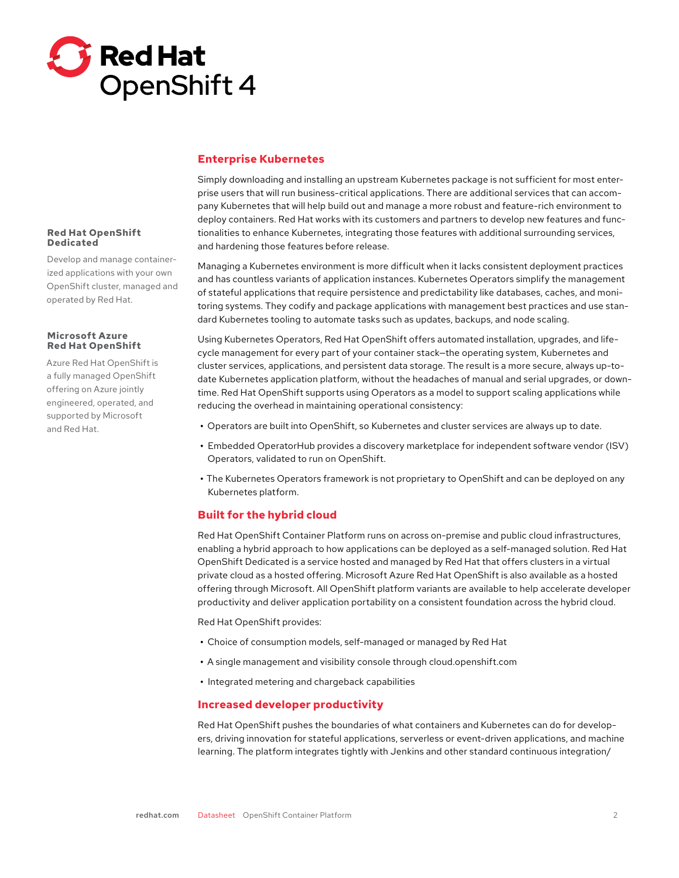# Red Hat OpenShift 4

**Red Hat OpenShift Dedicated**

Develop and manage containerized applications with your own OpenShift cluster, managed and operated by Red Hat.

**Microsoft Azure Red Hat OpenShift**

Azure Red Hat OpenShift is a fully managed OpenShift offering on Azure jointly engineered, operated, and supported by Microsoft and Red Hat.

## Enterprise Kubernetes

Simply downloading and installing an upstream Kubernetes package is not sufficient for most enterprise users that will run business-critical applications. There are additional services that can accompany Kubernetes that will help build out and manage a more robust and feature-rich environment to deploy containers. Red Hat works with its customers and partners to develop new features and functionalities to enhance Kubernetes, integrating those features with additional surrounding services, and hardening those features before release.

Managing a Kubernetes environment is more difficult when it lacks consistent deployment practices and has countless variants of application instances. Kubernetes Operators simplify the management of stateful applications that require persistence and predictability like databases, caches, and monitoring systems. They codify and package applications with management best practices and use standard Kubernetes tooling to automate tasks such as updates, backups, and node scaling.

Using Kubernetes Operators, Red Hat OpenShift offers automated installation, upgrades, and lifecycle management for every part of your container stack—the operating system, Kubernetes and cluster services, applications, and persistent data storage. The result is a more secure, always up-to-date Kubernetes application platform, without the headaches of manual and serial upgrades, or downtime. Red Hat OpenShift supports using Operators as a model to support scaling applications while reducing the overhead in maintaining operational consistency:

- Operators are built into OpenShift, so Kubernetes and cluster services are always up to date.
- Embedded OperatorHub provides a discovery marketplace for independent software vendor (ISV) Operators, validated to run on OpenShift.
- The Kubernetes Operators framework is not proprietary to OpenShift and can be deployed on any Kubernetes platform.

## Built for the hybrid cloud

Red Hat OpenShift Container Platform runs on across on-premise and public cloud infrastructures, enabling a hybrid approach to how applications can be deployed as a self-managed solution. Red Hat OpenShift Dedicated is a service hosted and managed by Red Hat that offers clusters in a virtual private cloud as a hosted offering. Microsoft Azure Red Hat OpenShift is also available as a hosted offering through Microsoft. All OpenShift platform variants are available to help accelerate developer productivity and deliver application portability on a consistent foundation across the hybrid cloud.

Red Hat OpenShift provides:

- Choice of consumption models, self-managed or managed by Red Hat
- A single management and visibility console through cloud.openshift.com
- Integrated metering and chargeback capabilities

## Increased developer productivity

Red Hat OpenShift pushes the boundaries of what containers and Kubernetes can do for developers, driving innovation for stateful applications, serverless or event-driven applications, and machine learning. The platform integrates tightly with Jenkins and other standard continuous integration/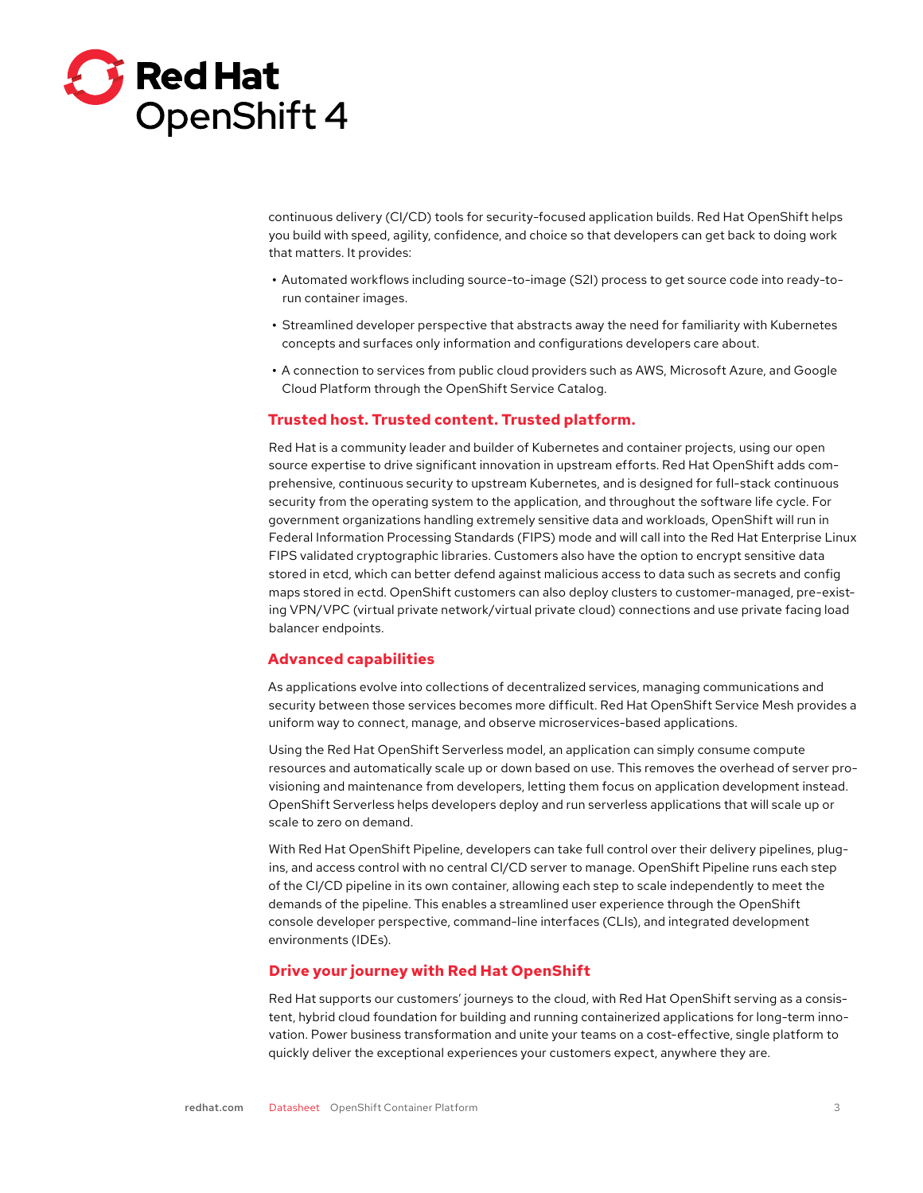continuous delivery (CI/CD) tools for security-focused application builds. Red Hat OpenShift helps you build with speed, agility, confidence, and choice so that developers can get back to doing work that matters. It provides:

- Automated workflows including source-to-image (S2I) process to get source code into ready-to-run container images.
- Streamlined developer perspective that abstracts away the need for familiarity with Kubernetes concepts and surfaces only information and configurations developers care about.
- A connection to services from public cloud providers such as AWS, Microsoft Azure, and Google Cloud Platform through the OpenShift Service Catalog.

## Trusted host. Trusted content. Trusted platform.

Red Hat is a community leader and builder of Kubernetes and container projects, using our open source expertise to drive significant innovation in upstream efforts. Red Hat OpenShift adds comprehensive, continuous security to upstream Kubernetes, and is designed for full-stack continuous security from the operating system to the application, and throughout the software life cycle. For government organizations handling extremely sensitive data and workloads, OpenShift will run in Federal Information Processing Standards (FIPS) mode and will call into the Red Hat Enterprise Linux FIPS validated cryptographic libraries. Customers also have the option to encrypt sensitive data stored in etcd, which can better defend against malicious access to data such as secrets and config maps stored in ectd. OpenShift customers can also deploy clusters to customer-managed, pre-existing VPN/VPC (virtual private network/virtual private cloud) connections and use private facing load balancer endpoints.

## Advanced capabilities

As applications evolve into collections of decentralized services, managing communications and security between those services becomes more difficult. Red Hat OpenShift Service Mesh provides a uniform way to connect, manage, and observe microservices-based applications.

Using the Red Hat OpenShift Serverless model, an application can simply consume compute resources and automatically scale up or down based on use. This removes the overhead of server provisioning and maintenance from developers, letting them focus on application development instead. OpenShift Serverless helps developers deploy and run serverless applications that will scale up or scale to zero on demand.

With Red Hat OpenShift Pipeline, developers can take full control over their delivery pipelines, plug-ins, and access control with no central CI/CD server to manage. OpenShift Pipeline runs each step of the CI/CD pipeline in its own container, allowing each step to scale independently to meet the demands of the pipeline. This enables a streamlined user experience through the OpenShift console developer perspective, command-line interfaces (CLIs), and integrated development environments (IDEs).

## Drive your journey with Red Hat OpenShift

Red Hat supports our customers' journeys to the cloud, with Red Hat OpenShift serving as a consistent, hybrid cloud foundation for building and running containerized applications for long-term innovation. Power business transformation and unite your teams on a cost-effective, single platform to quickly deliver the exceptional experiences your customers expect, anywhere they are.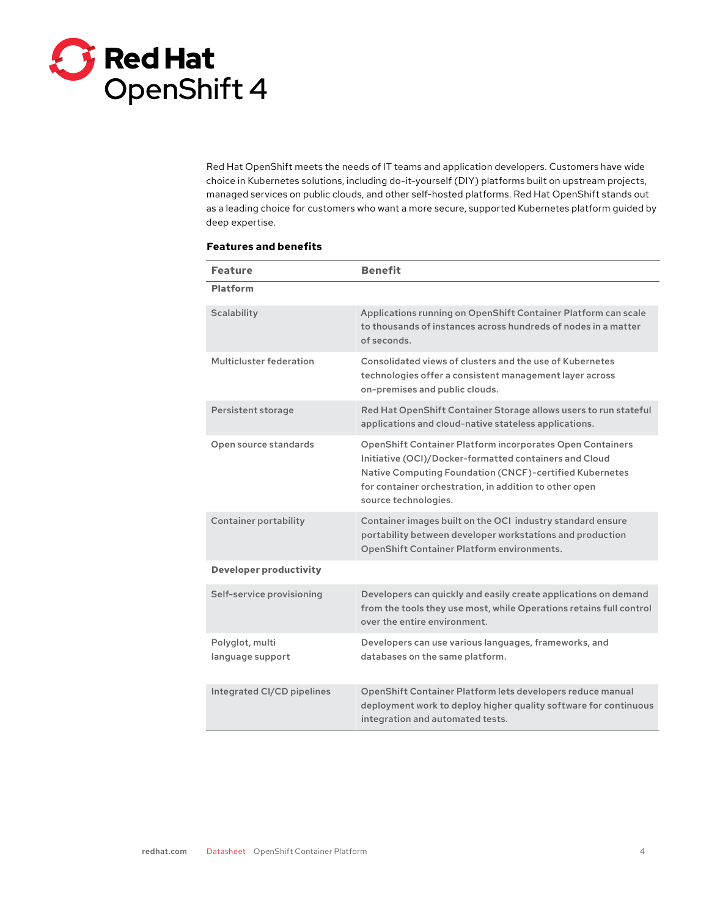Red Hat OpenShift meets the needs of IT teams and application developers. Customers have wide choice in Kubernetes solutions, including do-it-yourself (DIY) platforms built on upstream projects, managed services on public clouds, and other self-hosted platforms. Red Hat OpenShift stands out as a leading choice for customers who want a more secure, supported Kubernetes platform guided by deep expertise.

**Features and benefits**

| Feature | Benefit |
|---|---|
| **Platform** | |
| Scalability | Applications running on OpenShift Container Platform can scale to thousands of instances across hundreds of nodes in a matter of seconds. |
| Multicluster federation | Consolidated views of clusters and the use of Kubernetes technologies offer a consistent management layer across on-premises and public clouds. |
| Persistent storage | Red Hat OpenShift Container Storage allows users to run stateful applications and cloud-native stateless applications. |
| Open source standards | OpenShift Container Platform incorporates Open Containers Initiative (OCI)/Docker-formatted containers and Cloud Native Computing Foundation (CNCF)-certified Kubernetes for container orchestration, in addition to other open source technologies. |
| Container portability | Container images built on the OCI industry standard ensure portability between developer workstations and production OpenShift Container Platform environments. |
| **Developer productivity** | |
| Self-service provisioning | Developers can quickly and easily create applications on demand from the tools they use most, while Operations retains full control over the entire environment. |
| Polyglot, multi language support | Developers can use various languages, frameworks, and databases on the same platform. |
| Integrated CI/CD pipelines | OpenShift Container Platform lets developers reduce manual deployment work to deploy higher quality software for continuous integration and automated tests. |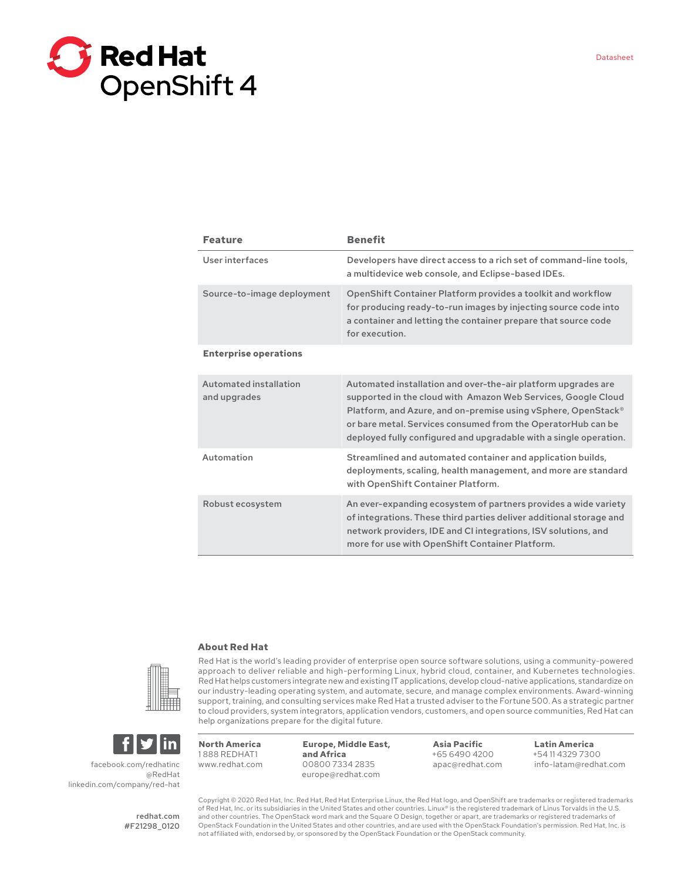| Feature | Benefit |
|---|---|
| User interfaces | Developers have direct access to a rich set of command-line tools, a multidevice web console, and Eclipse-based IDEs. |
| Source-to-image deployment | OpenShift Container Platform provides a toolkit and workflow for producing ready-to-run images by injecting source code into a container and letting the container prepare that source code for execution. |
| **Enterprise operations** | |
| Automated installation and upgrades | Automated installation and over-the-air platform upgrades are supported in the cloud with Amazon Web Services, Google Cloud Platform, and Azure, and on-premise using vSphere, OpenStack® or bare metal. Services consumed from the OperatorHub can be deployed fully configured and upgradable with a single operation. |
| Automation | Streamlined and automated container and application builds, deployments, scaling, health management, and more are standard with OpenShift Container Platform. |
| Robust ecosystem | An ever-expanding ecosystem of partners provides a wide variety of integrations. These third parties deliver additional storage and network providers, IDE and CI integrations, ISV solutions, and more for use with OpenShift Container Platform. |

## About Red Hat

Red Hat is the world's leading provider of enterprise open source software solutions, using a community-powered approach to deliver reliable and high-performing Linux, hybrid cloud, container, and Kubernetes technologies. Red Hat helps customers integrate new and existing IT applications, develop cloud-native applications, standardize on our industry-leading operating system, and automate, secure, and manage complex environments. Award-winning support, training, and consulting services make Red Hat a trusted adviser to the Fortune 500. As a strategic partner to cloud providers, system integrators, application vendors, customers, and open source communities, Red Hat can help organizations prepare for the digital future.

facebook.com/redhatinc
@RedHat
linkedin.com/company/red-hat

**North America**
1 888 REDHAT1
www.redhat.com

**Europe, Middle East, and Africa**
00800 7334 2835
europe@redhat.com

**Asia Pacific**
+65 6490 4200
apac@redhat.com

**Latin America**
+54 11 4329 7300
info-latam@redhat.com

redhat.com
#F21298_0120

Copyright © 2020 Red Hat, Inc. Red Hat, Red Hat Enterprise Linux, the Red Hat logo, and OpenShift are trademarks or registered trademarks of Red Hat, Inc. or its subsidiaries in the United States and other countries. Linux® is the registered trademark of Linus Torvalds in the U.S. and other countries. The OpenStack word mark and the Square O Design, together or apart, are trademarks or registered trademarks of OpenStack Foundation in the United States and other countries, and are used with the OpenStack Foundation's permission. Red Hat, Inc. is not affiliated with, endorsed by, or sponsored by the OpenStack Foundation or the OpenStack community.